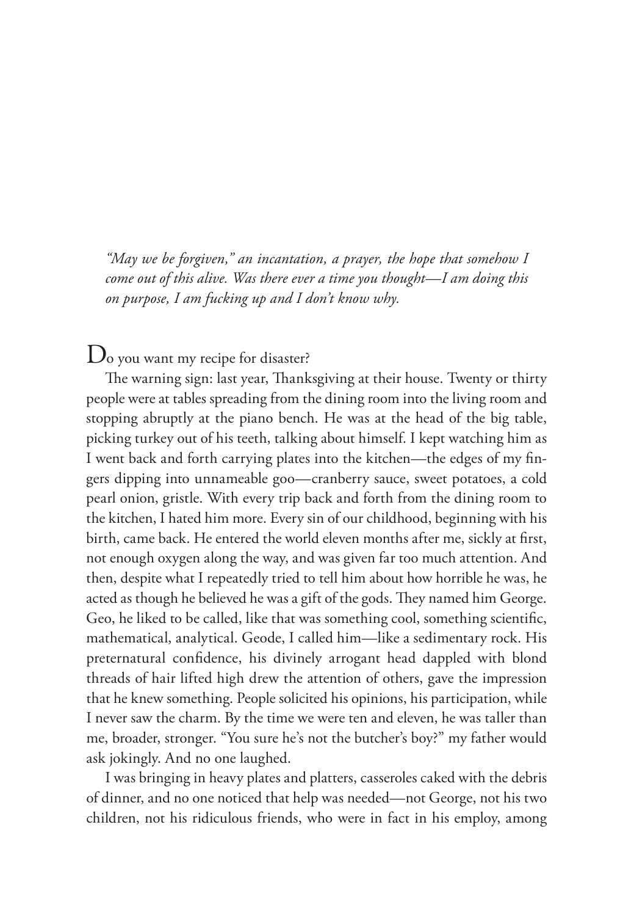*"May we be forgiven," an incantation, a prayer, the hope that somehow I come out of this alive. Was there ever a time you thought—I am doing this on purpose, I am fucking up and I don't know why.*

Do you want my recipe for disaster?

The warning sign: last year, Thanksgiving at their house. Twenty or thirty people were at tables spreading from the dining room into the living room and stopping abruptly at the piano bench. He was at the head of the big table, picking turkey out of his teeth, talking about himself. I kept watching him as I went back and forth carrying plates into the kitchen—the edges of my fingers dipping into unnameable goo—cranberry sauce, sweet potatoes, a cold pearl onion, gristle. With every trip back and forth from the dining room to the kitchen, I hated him more. Every sin of our childhood, beginning with his birth, came back. He entered the world eleven months after me, sickly at first, not enough oxygen along the way, and was given far too much attention. And then, despite what I repeatedly tried to tell him about how horrible he was, he acted as though he believed he was a gift of the gods. They named him George. Geo, he liked to be called, like that was something cool, something scientific, mathematical, analytical. Geode, I called him—like a sedimentary rock. His preternatural confidence, his divinely arrogant head dappled with blond threads of hair lifted high drew the attention of others, gave the impression that he knew something. People solicited his opinions, his participation, while I never saw the charm. By the time we were ten and eleven, he was taller than me, broader, stronger. "You sure he's not the butcher's boy?" my father would ask jokingly. And no one laughed.

I was bringing in heavy plates and platters, casseroles caked with the debris of dinner, and no one noticed that help was needed—not George, not his two children, not his ridiculous friends, who were in fact in his employ, among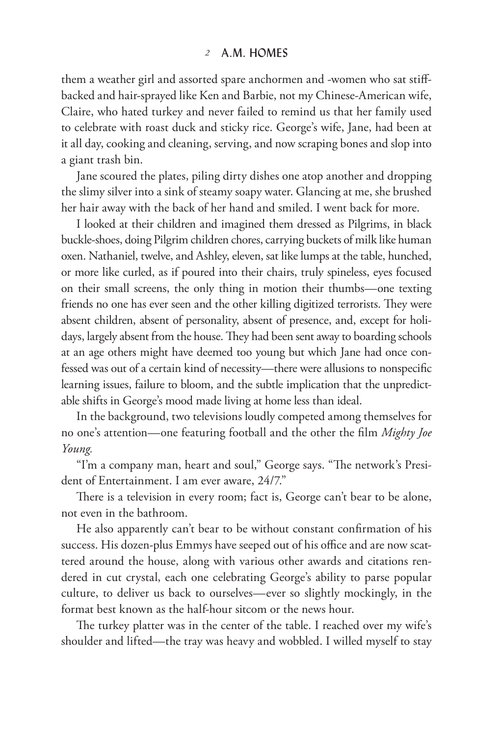them a weather girl and assorted spare anchormen and -women who sat stiff-backed and hair-sprayed like Ken and Barbie, not my Chinese-American wife, Claire, who hated turkey and never failed to remind us that her family used to celebrate with roast duck and sticky rice. George's wife, Jane, had been at it all day, cooking and cleaning, serving, and now scraping bones and slop into a giant trash bin.

Jane scoured the plates, piling dirty dishes one atop another and dropping the slimy silver into a sink of steamy soapy water. Glancing at me, she brushed her hair away with the back of her hand and smiled. I went back for more.

I looked at their children and imagined them dressed as Pilgrims, in black buckle-shoes, doing Pilgrim children chores, carrying buckets of milk like human oxen. Nathaniel, twelve, and Ashley, eleven, sat like lumps at the table, hunched, or more like curled, as if poured into their chairs, truly spineless, eyes focused on their small screens, the only thing in motion their thumbs—one texting friends no one has ever seen and the other killing digitized terrorists. They were absent children, absent of personality, absent of presence, and, except for holidays, largely absent from the house. They had been sent away to boarding schools at an age others might have deemed too young but which Jane had once confessed was out of a certain kind of necessity—there were allusions to nonspecific learning issues, failure to bloom, and the subtle implication that the unpredictable shifts in George's mood made living at home less than ideal.

In the background, two televisions loudly competed among themselves for no one's attention—one featuring football and the other the film *Mighty Joe Young.*

"I'm a company man, heart and soul," George says. "The network's President of Entertainment. I am ever aware, 24/7."

There is a television in every room; fact is, George can't bear to be alone, not even in the bathroom.

He also apparently can't bear to be without constant confirmation of his success. His dozen-plus Emmys have seeped out of his office and are now scattered around the house, along with various other awards and citations rendered in cut crystal, each one celebrating George's ability to parse popular culture, to deliver us back to ourselves—ever so slightly mockingly, in the format best known as the half-hour sitcom or the news hour.

The turkey platter was in the center of the table. I reached over my wife's shoulder and lifted—the tray was heavy and wobbled. I willed myself to stay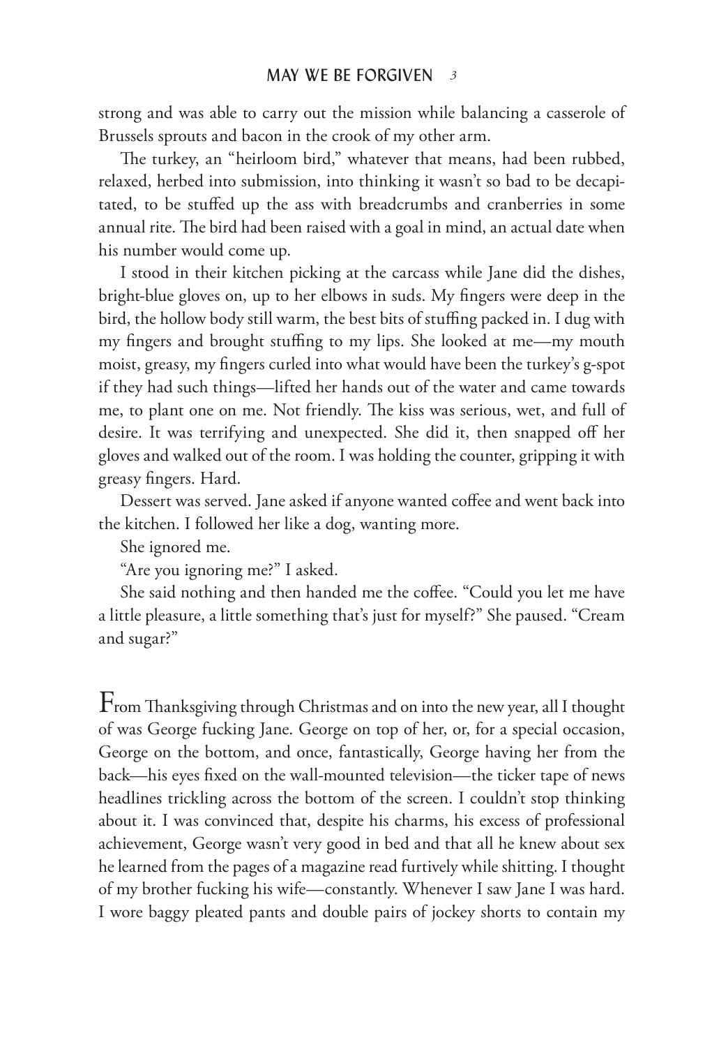strong and was able to carry out the mission while balancing a casserole of Brussels sprouts and bacon in the crook of my other arm.

The turkey, an "heirloom bird," whatever that means, had been rubbed, relaxed, herbed into submission, into thinking it wasn't so bad to be decapitated, to be stuffed up the ass with breadcrumbs and cranberries in some annual rite. The bird had been raised with a goal in mind, an actual date when his number would come up.

I stood in their kitchen picking at the carcass while Jane did the dishes, bright-blue gloves on, up to her elbows in suds. My fingers were deep in the bird, the hollow body still warm, the best bits of stuffing packed in. I dug with my fingers and brought stuffing to my lips. She looked at me—my mouth moist, greasy, my fingers curled into what would have been the turkey's g-spot if they had such things—lifted her hands out of the water and came towards me, to plant one on me. Not friendly. The kiss was serious, wet, and full of desire. It was terrifying and unexpected. She did it, then snapped off her gloves and walked out of the room. I was holding the counter, gripping it with greasy fingers. Hard.

Dessert was served. Jane asked if anyone wanted coffee and went back into the kitchen. I followed her like a dog, wanting more.

She ignored me.

"Are you ignoring me?" I asked.

She said nothing and then handed me the coffee. "Could you let me have a little pleasure, a little something that's just for myself?" She paused. "Cream and sugar?"

From Thanksgiving through Christmas and on into the new year, all I thought of was George fucking Jane. George on top of her, or, for a special occasion, George on the bottom, and once, fantastically, George having her from the back—his eyes fixed on the wall-mounted television—the ticker tape of news headlines trickling across the bottom of the screen. I couldn't stop thinking about it. I was convinced that, despite his charms, his excess of professional achievement, George wasn't very good in bed and that all he knew about sex he learned from the pages of a magazine read furtively while shitting. I thought of my brother fucking his wife—constantly. Whenever I saw Jane I was hard. I wore baggy pleated pants and double pairs of jockey shorts to contain my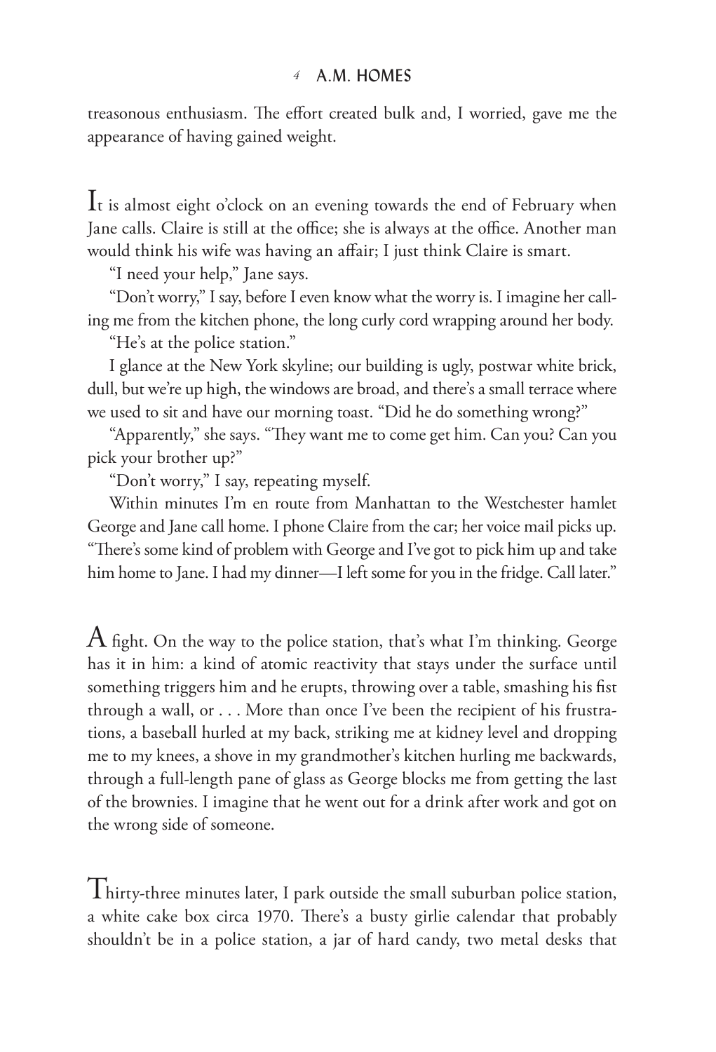treasonous enthusiasm. The effort created bulk and, I worried, gave me the appearance of having gained weight.

It is almost eight o'clock on an evening towards the end of February when Jane calls. Claire is still at the office; she is always at the office. Another man would think his wife was having an affair; I just think Claire is smart.

"I need your help," Jane says.

"Don't worry," I say, before I even know what the worry is. I imagine her calling me from the kitchen phone, the long curly cord wrapping around her body.

"He's at the police station."

I glance at the New York skyline; our building is ugly, postwar white brick, dull, but we're up high, the windows are broad, and there's a small terrace where we used to sit and have our morning toast. "Did he do something wrong?"

"Apparently," she says. "They want me to come get him. Can you? Can you pick your brother up?"

"Don't worry," I say, repeating myself.

Within minutes I'm en route from Manhattan to the Westchester hamlet George and Jane call home. I phone Claire from the car; her voice mail picks up. "There's some kind of problem with George and I've got to pick him up and take him home to Jane. I had my dinner—I left some for you in the fridge. Call later."

A fight. On the way to the police station, that's what I'm thinking. George has it in him: a kind of atomic reactivity that stays under the surface until something triggers him and he erupts, throwing over a table, smashing his fist through a wall, or . . . More than once I've been the recipient of his frustrations, a baseball hurled at my back, striking me at kidney level and dropping me to my knees, a shove in my grandmother's kitchen hurling me backwards, through a full-length pane of glass as George blocks me from getting the last of the brownies. I imagine that he went out for a drink after work and got on the wrong side of someone.

Thirty-three minutes later, I park outside the small suburban police station, a white cake box circa 1970. There's a busty girlie calendar that probably shouldn't be in a police station, a jar of hard candy, two metal desks that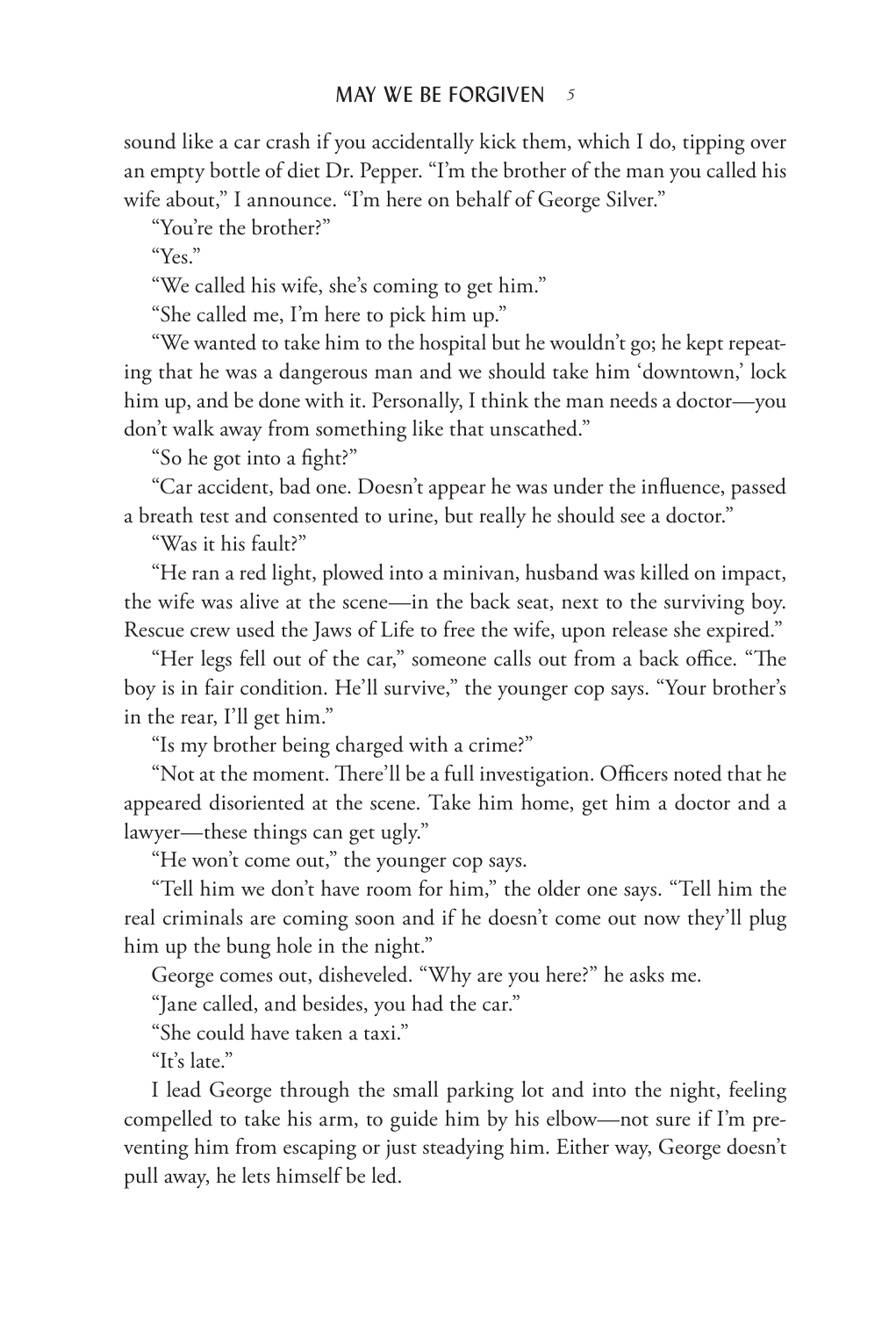sound like a car crash if you accidentally kick them, which I do, tipping over an empty bottle of diet Dr. Pepper. "I'm the brother of the man you called his wife about," I announce. "I'm here on behalf of George Silver."

"You're the brother?"

"Yes."

"We called his wife, she's coming to get him."

"She called me, I'm here to pick him up."

"We wanted to take him to the hospital but he wouldn't go; he kept repeating that he was a dangerous man and we should take him 'downtown,' lock him up, and be done with it. Personally, I think the man needs a doctor—you don't walk away from something like that unscathed."

"So he got into a fight?"

"Car accident, bad one. Doesn't appear he was under the influence, passed a breath test and consented to urine, but really he should see a doctor."

"Was it his fault?"

"He ran a red light, plowed into a minivan, husband was killed on impact, the wife was alive at the scene—in the back seat, next to the surviving boy. Rescue crew used the Jaws of Life to free the wife, upon release she expired."

"Her legs fell out of the car," someone calls out from a back office. "The boy is in fair condition. He'll survive," the younger cop says. "Your brother's in the rear, I'll get him."

"Is my brother being charged with a crime?"

"Not at the moment. There'll be a full investigation. Officers noted that he appeared disoriented at the scene. Take him home, get him a doctor and a lawyer—these things can get ugly."

"He won't come out," the younger cop says.

"Tell him we don't have room for him," the older one says. "Tell him the real criminals are coming soon and if he doesn't come out now they'll plug him up the bung hole in the night."

George comes out, disheveled. "Why are you here?" he asks me.

"Jane called, and besides, you had the car."

"She could have taken a taxi."

"It's late."

I lead George through the small parking lot and into the night, feeling compelled to take his arm, to guide him by his elbow—not sure if I'm preventing him from escaping or just steadying him. Either way, George doesn't pull away, he lets himself be led.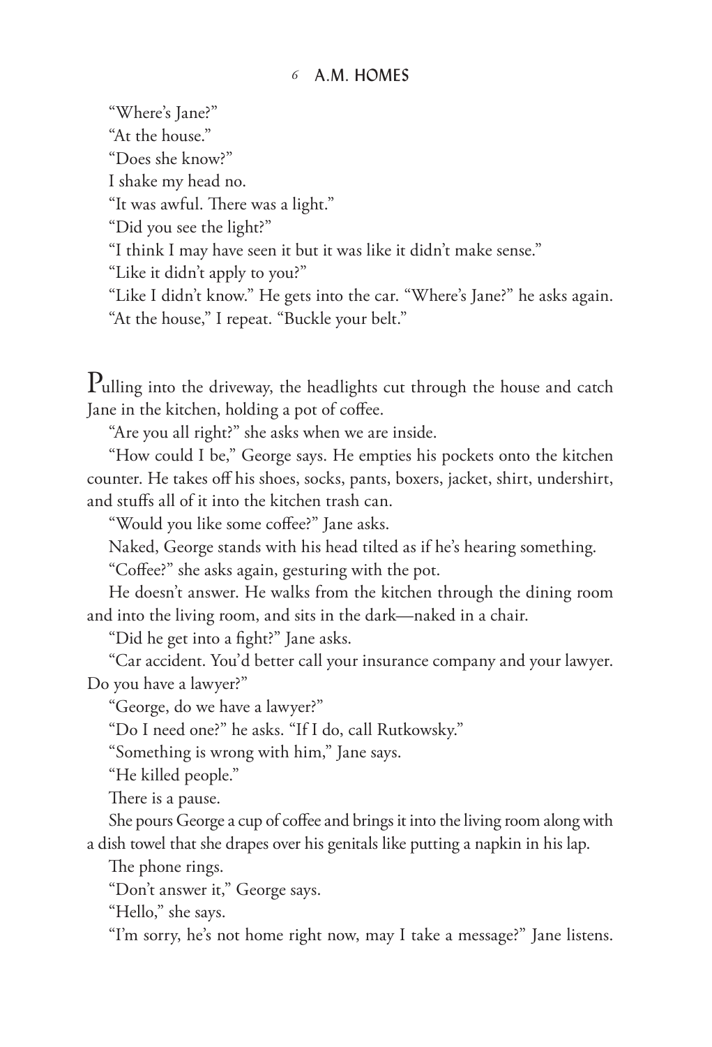"Where's Jane?"

"At the house."

"Does she know?"

I shake my head no.

"It was awful. There was a light."

"Did you see the light?"

"I think I may have seen it but it was like it didn't make sense."

"Like it didn't apply to you?"

"Like I didn't know." He gets into the car. "Where's Jane?" he asks again.

"At the house," I repeat. "Buckle your belt."

Pulling into the driveway, the headlights cut through the house and catch Jane in the kitchen, holding a pot of coffee.

"Are you all right?" she asks when we are inside.

"How could I be," George says. He empties his pockets onto the kitchen counter. He takes off his shoes, socks, pants, boxers, jacket, shirt, undershirt, and stuffs all of it into the kitchen trash can.

"Would you like some coffee?" Jane asks.

Naked, George stands with his head tilted as if he's hearing something.

"Coffee?" she asks again, gesturing with the pot.

He doesn't answer. He walks from the kitchen through the dining room and into the living room, and sits in the dark—naked in a chair.

"Did he get into a fight?" Jane asks.

"Car accident. You'd better call your insurance company and your lawyer. Do you have a lawyer?"

"George, do we have a lawyer?"

"Do I need one?" he asks. "If I do, call Rutkowsky."

"Something is wrong with him," Jane says.

"He killed people."

There is a pause.

She pours George a cup of coffee and brings it into the living room along with a dish towel that she drapes over his genitals like putting a napkin in his lap.

The phone rings.

"Don't answer it," George says.

"Hello," she says.

"I'm sorry, he's not home right now, may I take a message?" Jane listens.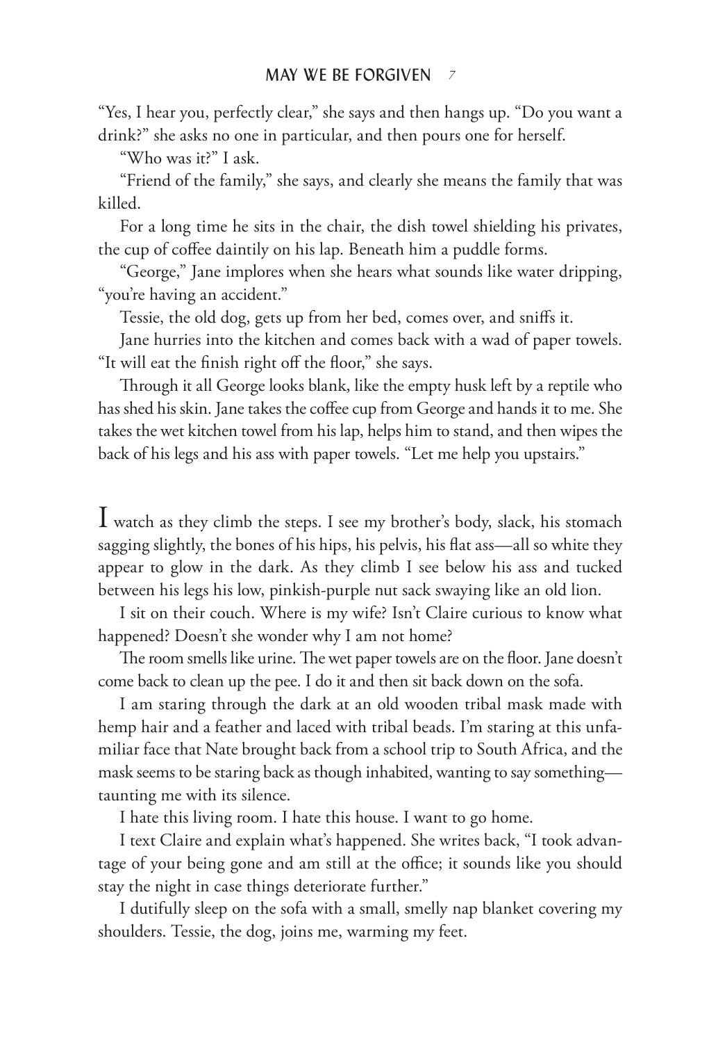"Yes, I hear you, perfectly clear," she says and then hangs up. "Do you want a drink?" she asks no one in particular, and then pours one for herself.

"Who was it?" I ask.

"Friend of the family," she says, and clearly she means the family that was killed.

For a long time he sits in the chair, the dish towel shielding his privates, the cup of coffee daintily on his lap. Beneath him a puddle forms.

"George," Jane implores when she hears what sounds like water dripping, "you're having an accident."

Tessie, the old dog, gets up from her bed, comes over, and sniffs it.

Jane hurries into the kitchen and comes back with a wad of paper towels. "It will eat the finish right off the floor," she says.

Through it all George looks blank, like the empty husk left by a reptile who has shed his skin. Jane takes the coffee cup from George and hands it to me. She takes the wet kitchen towel from his lap, helps him to stand, and then wipes the back of his legs and his ass with paper towels. "Let me help you upstairs."

I watch as they climb the steps. I see my brother's body, slack, his stomach sagging slightly, the bones of his hips, his pelvis, his flat ass—all so white they appear to glow in the dark. As they climb I see below his ass and tucked between his legs his low, pinkish-purple nut sack swaying like an old lion.

I sit on their couch. Where is my wife? Isn't Claire curious to know what happened? Doesn't she wonder why I am not home?

The room smells like urine. The wet paper towels are on the floor. Jane doesn't come back to clean up the pee. I do it and then sit back down on the sofa.

I am staring through the dark at an old wooden tribal mask made with hemp hair and a feather and laced with tribal beads. I'm staring at this unfamiliar face that Nate brought back from a school trip to South Africa, and the mask seems to be staring back as though inhabited, wanting to say something—taunting me with its silence.

I hate this living room. I hate this house. I want to go home.

I text Claire and explain what's happened. She writes back, "I took advantage of your being gone and am still at the office; it sounds like you should stay the night in case things deteriorate further."

I dutifully sleep on the sofa with a small, smelly nap blanket covering my shoulders. Tessie, the dog, joins me, warming my feet.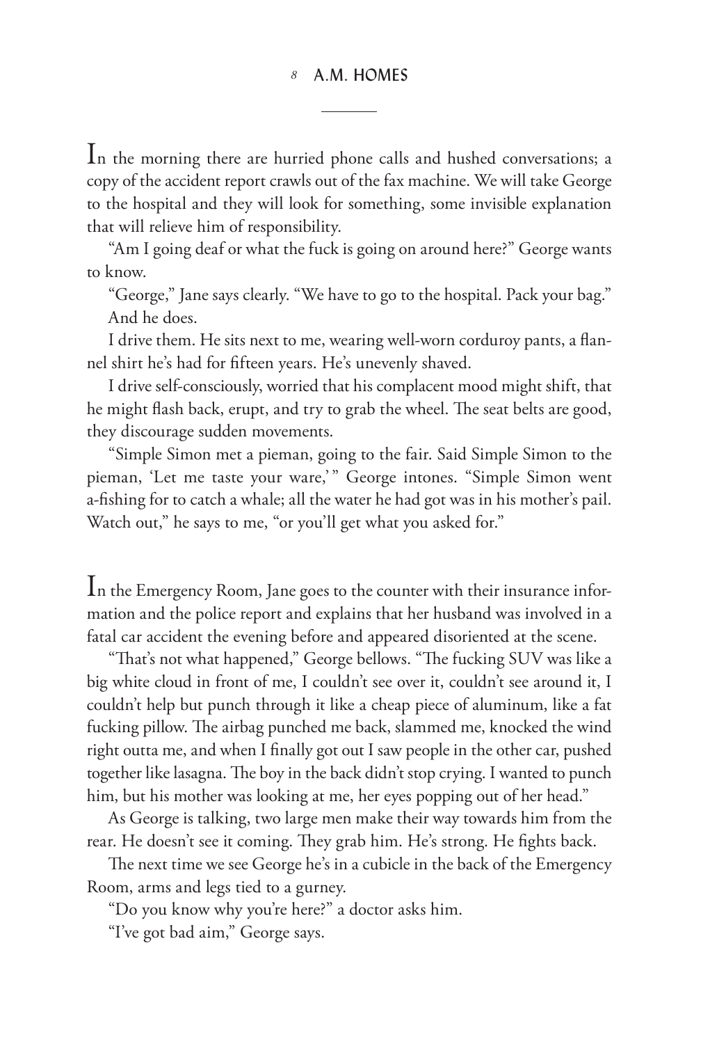In the morning there are hurried phone calls and hushed conversations; a copy of the accident report crawls out of the fax machine. We will take George to the hospital and they will look for something, some invisible explanation that will relieve him of responsibility.

"Am I going deaf or what the fuck is going on around here?" George wants to know.

"George," Jane says clearly. "We have to go to the hospital. Pack your bag."

And he does.

I drive them. He sits next to me, wearing well-worn corduroy pants, a flannel shirt he's had for fifteen years. He's unevenly shaved.

I drive self-consciously, worried that his complacent mood might shift, that he might flash back, erupt, and try to grab the wheel. The seat belts are good, they discourage sudden movements.

"Simple Simon met a pieman, going to the fair. Said Simple Simon to the pieman, 'Let me taste your ware,'" George intones. "Simple Simon went a-fishing for to catch a whale; all the water he had got was in his mother's pail. Watch out," he says to me, "or you'll get what you asked for."

In the Emergency Room, Jane goes to the counter with their insurance information and the police report and explains that her husband was involved in a fatal car accident the evening before and appeared disoriented at the scene.

"That's not what happened," George bellows. "The fucking SUV was like a big white cloud in front of me, I couldn't see over it, couldn't see around it, I couldn't help but punch through it like a cheap piece of aluminum, like a fat fucking pillow. The airbag punched me back, slammed me, knocked the wind right outta me, and when I finally got out I saw people in the other car, pushed together like lasagna. The boy in the back didn't stop crying. I wanted to punch him, but his mother was looking at me, her eyes popping out of her head."

As George is talking, two large men make their way towards him from the rear. He doesn't see it coming. They grab him. He's strong. He fights back.

The next time we see George he's in a cubicle in the back of the Emergency Room, arms and legs tied to a gurney.

"Do you know why you're here?" a doctor asks him.

"I've got bad aim," George says.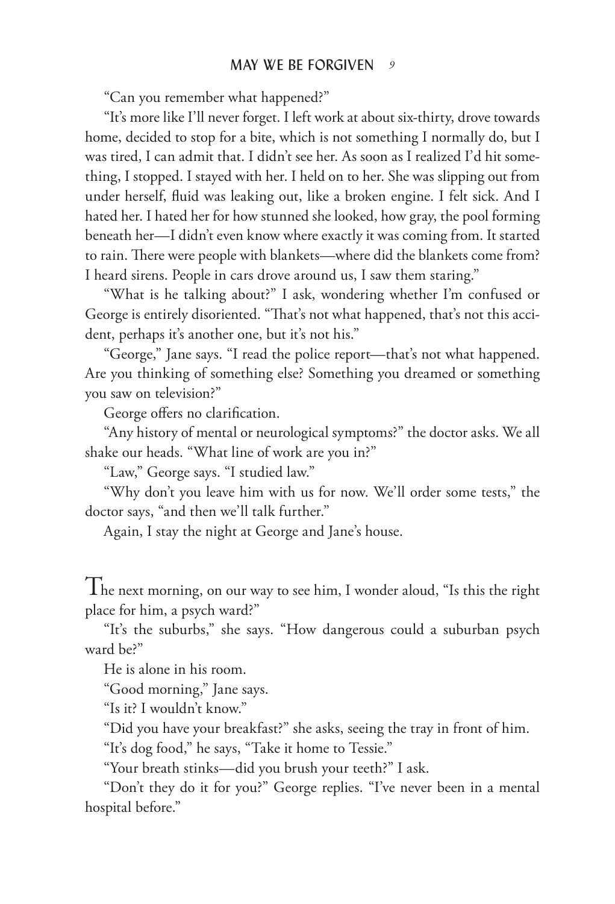"Can you remember what happened?"

"It's more like I'll never forget. I left work at about six-thirty, drove towards home, decided to stop for a bite, which is not something I normally do, but I was tired, I can admit that. I didn't see her. As soon as I realized I'd hit something, I stopped. I stayed with her. I held on to her. She was slipping out from under herself, fluid was leaking out, like a broken engine. I felt sick. And I hated her. I hated her for how stunned she looked, how gray, the pool forming beneath her—I didn't even know where exactly it was coming from. It started to rain. There were people with blankets—where did the blankets come from? I heard sirens. People in cars drove around us, I saw them staring."

"What is he talking about?" I ask, wondering whether I'm confused or George is entirely disoriented. "That's not what happened, that's not this accident, perhaps it's another one, but it's not his."

"George," Jane says. "I read the police report—that's not what happened. Are you thinking of something else? Something you dreamed or something you saw on television?"

George offers no clarification.

"Any history of mental or neurological symptoms?" the doctor asks. We all shake our heads. "What line of work are you in?"

"Law," George says. "I studied law."

"Why don't you leave him with us for now. We'll order some tests," the doctor says, "and then we'll talk further."

Again, I stay the night at George and Jane's house.

The next morning, on our way to see him, I wonder aloud, "Is this the right place for him, a psych ward?"

"It's the suburbs," she says. "How dangerous could a suburban psych ward be?"

He is alone in his room.

"Good morning," Jane says.

"Is it? I wouldn't know."

"Did you have your breakfast?" she asks, seeing the tray in front of him.

"It's dog food," he says, "Take it home to Tessie."

"Your breath stinks—did you brush your teeth?" I ask.

"Don't they do it for you?" George replies. "I've never been in a mental hospital before."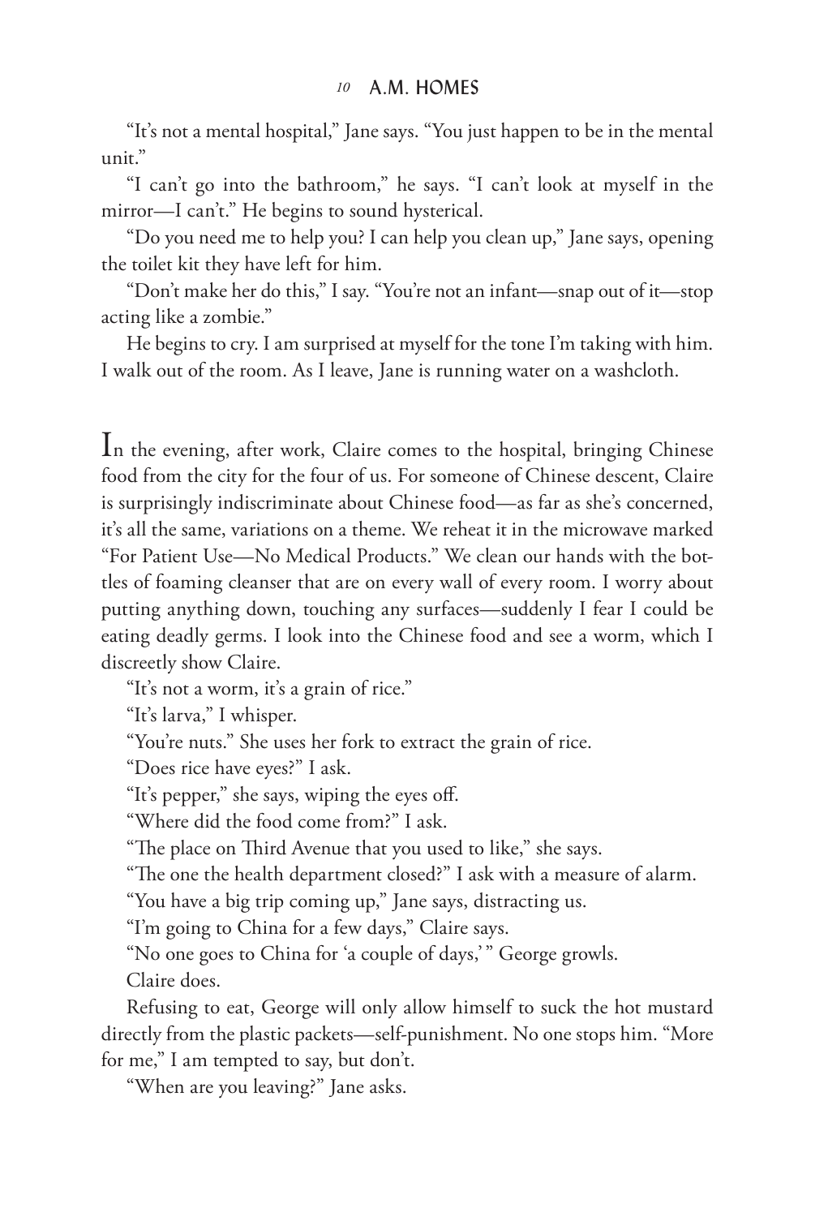"It's not a mental hospital," Jane says. "You just happen to be in the mental unit."

"I can't go into the bathroom," he says. "I can't look at myself in the mirror—I can't." He begins to sound hysterical.

"Do you need me to help you? I can help you clean up," Jane says, opening the toilet kit they have left for him.

"Don't make her do this," I say. "You're not an infant—snap out of it—stop acting like a zombie."

He begins to cry. I am surprised at myself for the tone I'm taking with him. I walk out of the room. As I leave, Jane is running water on a washcloth.

In the evening, after work, Claire comes to the hospital, bringing Chinese food from the city for the four of us. For someone of Chinese descent, Claire is surprisingly indiscriminate about Chinese food—as far as she's concerned, it's all the same, variations on a theme. We reheat it in the microwave marked "For Patient Use—No Medical Products." We clean our hands with the bottles of foaming cleanser that are on every wall of every room. I worry about putting anything down, touching any surfaces—suddenly I fear I could be eating deadly germs. I look into the Chinese food and see a worm, which I discreetly show Claire.

"It's not a worm, it's a grain of rice."

"It's larva," I whisper.

"You're nuts." She uses her fork to extract the grain of rice.

"Does rice have eyes?" I ask.

"It's pepper," she says, wiping the eyes off.

"Where did the food come from?" I ask.

"The place on Third Avenue that you used to like," she says.

"The one the health department closed?" I ask with a measure of alarm.

"You have a big trip coming up," Jane says, distracting us.

"I'm going to China for a few days," Claire says.

"No one goes to China for 'a couple of days,'" George growls.

Claire does.

Refusing to eat, George will only allow himself to suck the hot mustard directly from the plastic packets—self-punishment. No one stops him. "More for me," I am tempted to say, but don't.

"When are you leaving?" Jane asks.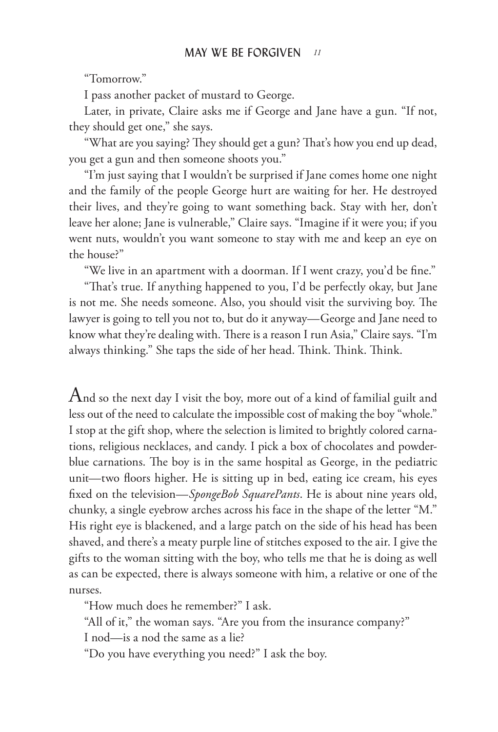"Tomorrow."

I pass another packet of mustard to George.

Later, in private, Claire asks me if George and Jane have a gun. "If not, they should get one," she says.

"What are you saying? They should get a gun? That's how you end up dead, you get a gun and then someone shoots you."

"I'm just saying that I wouldn't be surprised if Jane comes home one night and the family of the people George hurt are waiting for her. He destroyed their lives, and they're going to want something back. Stay with her, don't leave her alone; Jane is vulnerable," Claire says. "Imagine if it were you; if you went nuts, wouldn't you want someone to stay with me and keep an eye on the house?"

"We live in an apartment with a doorman. If I went crazy, you'd be fine."

"That's true. If anything happened to you, I'd be perfectly okay, but Jane is not me. She needs someone. Also, you should visit the surviving boy. The lawyer is going to tell you not to, but do it anyway—George and Jane need to know what they're dealing with. There is a reason I run Asia," Claire says. "I'm always thinking." She taps the side of her head. Think. Think. Think.

And so the next day I visit the boy, more out of a kind of familial guilt and less out of the need to calculate the impossible cost of making the boy "whole." I stop at the gift shop, where the selection is limited to brightly colored carnations, religious necklaces, and candy. I pick a box of chocolates and powder-blue carnations. The boy is in the same hospital as George, in the pediatric unit—two floors higher. He is sitting up in bed, eating ice cream, his eyes fixed on the television—*SpongeBob SquarePants*. He is about nine years old, chunky, a single eyebrow arches across his face in the shape of the letter "M." His right eye is blackened, and a large patch on the side of his head has been shaved, and there's a meaty purple line of stitches exposed to the air. I give the gifts to the woman sitting with the boy, who tells me that he is doing as well as can be expected, there is always someone with him, a relative or one of the nurses.

"How much does he remember?" I ask.

"All of it," the woman says. "Are you from the insurance company?"

I nod—is a nod the same as a lie?

"Do you have everything you need?" I ask the boy.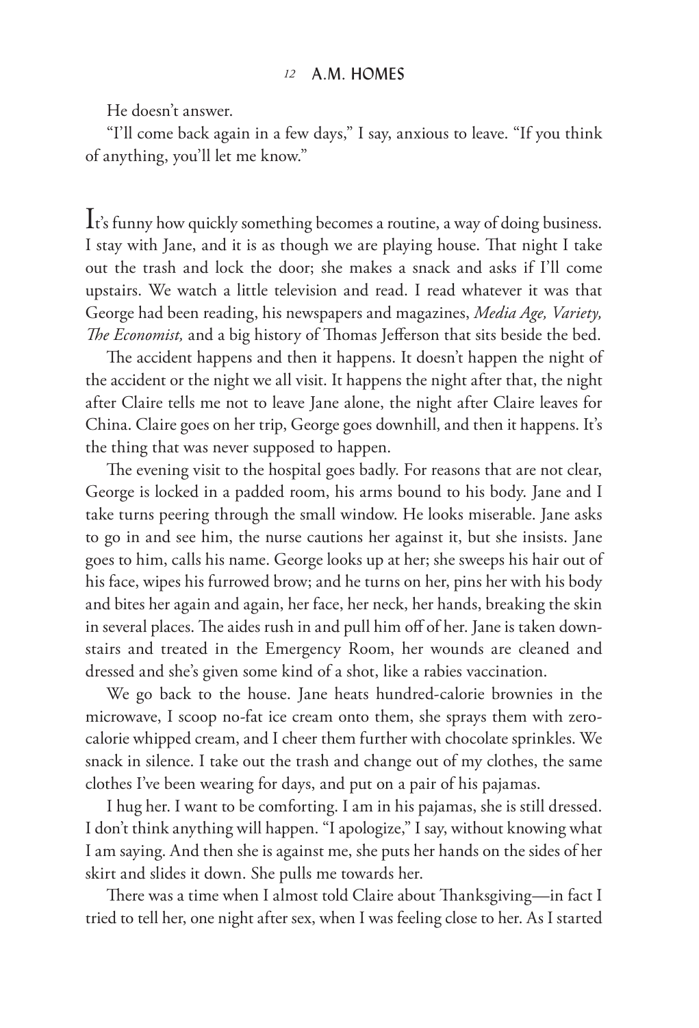He doesn't answer.

"I'll come back again in a few days," I say, anxious to leave. "If you think of anything, you'll let me know."

It's funny how quickly something becomes a routine, a way of doing business. I stay with Jane, and it is as though we are playing house. That night I take out the trash and lock the door; she makes a snack and asks if I'll come upstairs. We watch a little television and read. I read whatever it was that George had been reading, his newspapers and magazines, *Media Age, Variety, The Economist,* and a big history of Thomas Jefferson that sits beside the bed.

The accident happens and then it happens. It doesn't happen the night of the accident or the night we all visit. It happens the night after that, the night after Claire tells me not to leave Jane alone, the night after Claire leaves for China. Claire goes on her trip, George goes downhill, and then it happens. It's the thing that was never supposed to happen.

The evening visit to the hospital goes badly. For reasons that are not clear, George is locked in a padded room, his arms bound to his body. Jane and I take turns peering through the small window. He looks miserable. Jane asks to go in and see him, the nurse cautions her against it, but she insists. Jane goes to him, calls his name. George looks up at her; she sweeps his hair out of his face, wipes his furrowed brow; and he turns on her, pins her with his body and bites her again and again, her face, her neck, her hands, breaking the skin in several places. The aides rush in and pull him off of her. Jane is taken downstairs and treated in the Emergency Room, her wounds are cleaned and dressed and she's given some kind of a shot, like a rabies vaccination.

We go back to the house. Jane heats hundred-calorie brownies in the microwave, I scoop no-fat ice cream onto them, she sprays them with zero-calorie whipped cream, and I cheer them further with chocolate sprinkles. We snack in silence. I take out the trash and change out of my clothes, the same clothes I've been wearing for days, and put on a pair of his pajamas.

I hug her. I want to be comforting. I am in his pajamas, she is still dressed. I don't think anything will happen. "I apologize," I say, without knowing what I am saying. And then she is against me, she puts her hands on the sides of her skirt and slides it down. She pulls me towards her.

There was a time when I almost told Claire about Thanksgiving—in fact I tried to tell her, one night after sex, when I was feeling close to her. As I started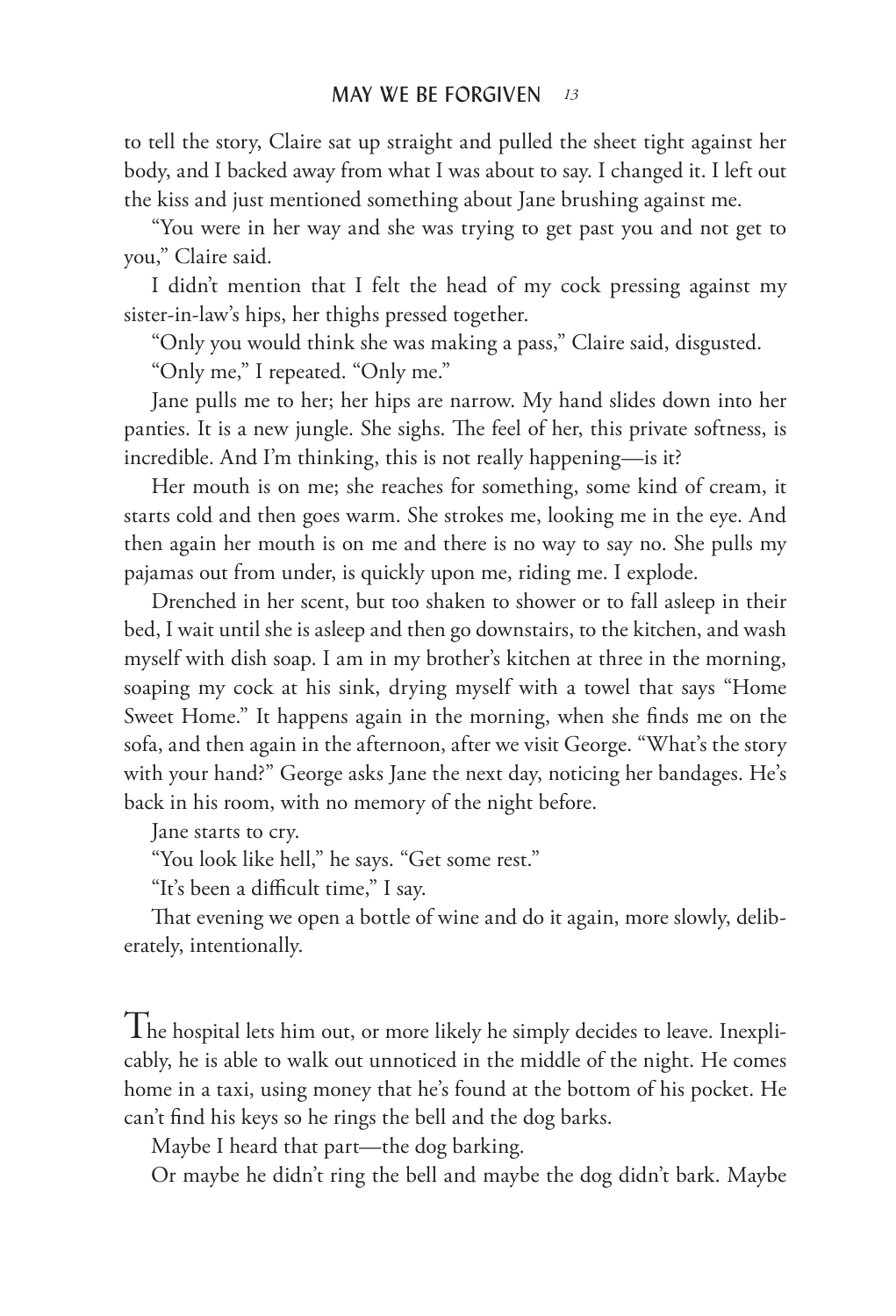to tell the story, Claire sat up straight and pulled the sheet tight against her body, and I backed away from what I was about to say. I changed it. I left out the kiss and just mentioned something about Jane brushing against me.

"You were in her way and she was trying to get past you and not get to you," Claire said.

I didn't mention that I felt the head of my cock pressing against my sister-in-law's hips, her thighs pressed together.

"Only you would think she was making a pass," Claire said, disgusted.

"Only me," I repeated. "Only me."

Jane pulls me to her; her hips are narrow. My hand slides down into her panties. It is a new jungle. She sighs. The feel of her, this private softness, is incredible. And I'm thinking, this is not really happening—is it?

Her mouth is on me; she reaches for something, some kind of cream, it starts cold and then goes warm. She strokes me, looking me in the eye. And then again her mouth is on me and there is no way to say no. She pulls my pajamas out from under, is quickly upon me, riding me. I explode.

Drenched in her scent, but too shaken to shower or to fall asleep in their bed, I wait until she is asleep and then go downstairs, to the kitchen, and wash myself with dish soap. I am in my brother's kitchen at three in the morning, soaping my cock at his sink, drying myself with a towel that says "Home Sweet Home." It happens again in the morning, when she finds me on the sofa, and then again in the afternoon, after we visit George. "What's the story with your hand?" George asks Jane the next day, noticing her bandages. He's back in his room, with no memory of the night before.

Jane starts to cry.

"You look like hell," he says. "Get some rest."

"It's been a difficult time," I say.

That evening we open a bottle of wine and do it again, more slowly, deliberately, intentionally.

The hospital lets him out, or more likely he simply decides to leave. Inexplicably, he is able to walk out unnoticed in the middle of the night. He comes home in a taxi, using money that he's found at the bottom of his pocket. He can't find his keys so he rings the bell and the dog barks.

Maybe I heard that part—the dog barking.

Or maybe he didn't ring the bell and maybe the dog didn't bark. Maybe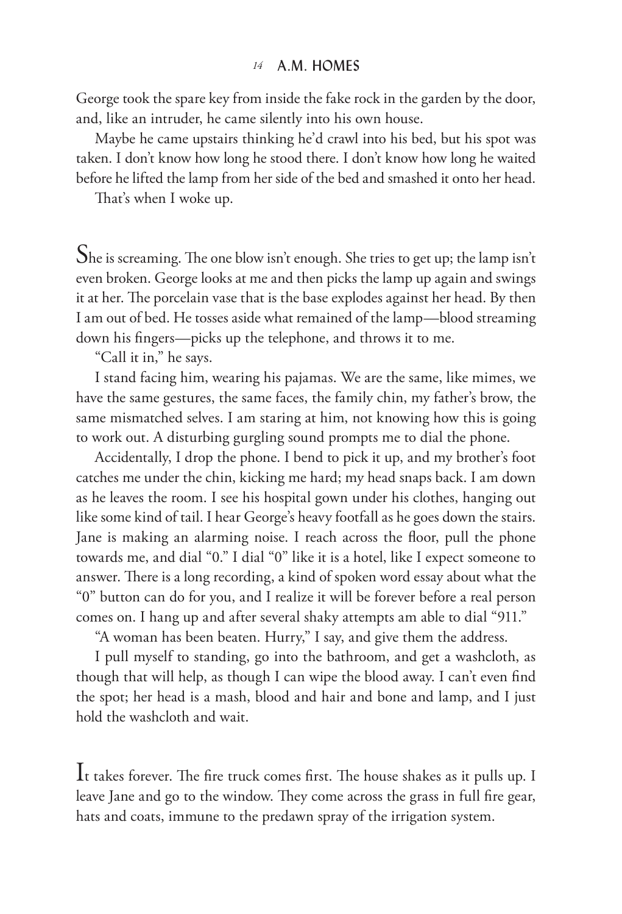George took the spare key from inside the fake rock in the garden by the door, and, like an intruder, he came silently into his own house.

Maybe he came upstairs thinking he'd crawl into his bed, but his spot was taken. I don't know how long he stood there. I don't know how long he waited before he lifted the lamp from her side of the bed and smashed it onto her head.

That's when I woke up.

She is screaming. The one blow isn't enough. She tries to get up; the lamp isn't even broken. George looks at me and then picks the lamp up again and swings it at her. The porcelain vase that is the base explodes against her head. By then I am out of bed. He tosses aside what remained of the lamp—blood streaming down his fingers—picks up the telephone, and throws it to me.

"Call it in," he says.

I stand facing him, wearing his pajamas. We are the same, like mimes, we have the same gestures, the same faces, the family chin, my father's brow, the same mismatched selves. I am staring at him, not knowing how this is going to work out. A disturbing gurgling sound prompts me to dial the phone.

Accidentally, I drop the phone. I bend to pick it up, and my brother's foot catches me under the chin, kicking me hard; my head snaps back. I am down as he leaves the room. I see his hospital gown under his clothes, hanging out like some kind of tail. I hear George's heavy footfall as he goes down the stairs. Jane is making an alarming noise. I reach across the floor, pull the phone towards me, and dial "0." I dial "0" like it is a hotel, like I expect someone to answer. There is a long recording, a kind of spoken word essay about what the "0" button can do for you, and I realize it will be forever before a real person comes on. I hang up and after several shaky attempts am able to dial "911."

"A woman has been beaten. Hurry," I say, and give them the address.

I pull myself to standing, go into the bathroom, and get a washcloth, as though that will help, as though I can wipe the blood away. I can't even find the spot; her head is a mash, blood and hair and bone and lamp, and I just hold the washcloth and wait.

It takes forever. The fire truck comes first. The house shakes as it pulls up. I leave Jane and go to the window. They come across the grass in full fire gear, hats and coats, immune to the predawn spray of the irrigation system.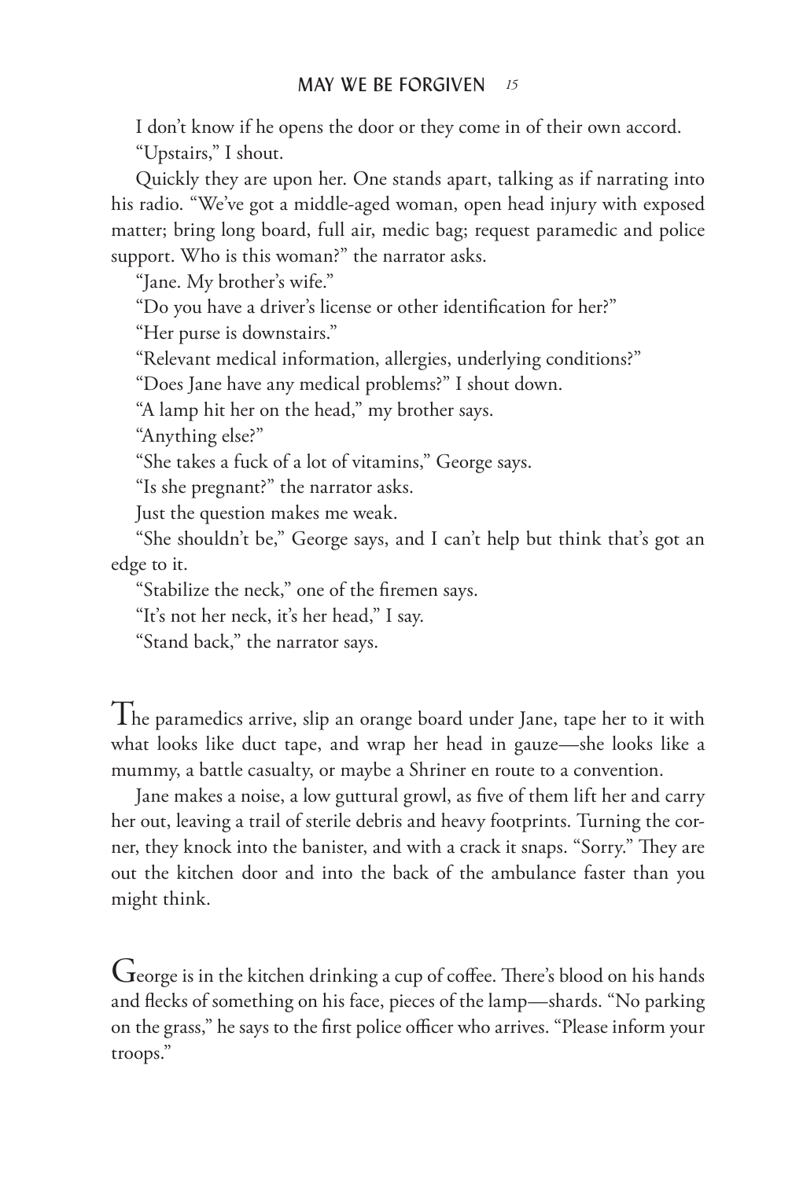I don't know if he opens the door or they come in of their own accord.

"Upstairs," I shout.

Quickly they are upon her. One stands apart, talking as if narrating into his radio. "We've got a middle-aged woman, open head injury with exposed matter; bring long board, full air, medic bag; request paramedic and police support. Who is this woman?" the narrator asks.

"Jane. My brother's wife."

"Do you have a driver's license or other identification for her?"

"Her purse is downstairs."

"Relevant medical information, allergies, underlying conditions?"

"Does Jane have any medical problems?" I shout down.

"A lamp hit her on the head," my brother says.

"Anything else?"

"She takes a fuck of a lot of vitamins," George says.

"Is she pregnant?" the narrator asks.

Just the question makes me weak.

"She shouldn't be," George says, and I can't help but think that's got an edge to it.

"Stabilize the neck," one of the firemen says.

"It's not her neck, it's her head," I say.

"Stand back," the narrator says.

The paramedics arrive, slip an orange board under Jane, tape her to it with what looks like duct tape, and wrap her head in gauze—she looks like a mummy, a battle casualty, or maybe a Shriner en route to a convention.

Jane makes a noise, a low guttural growl, as five of them lift her and carry her out, leaving a trail of sterile debris and heavy footprints. Turning the corner, they knock into the banister, and with a crack it snaps. "Sorry." They are out the kitchen door and into the back of the ambulance faster than you might think.

George is in the kitchen drinking a cup of coffee. There's blood on his hands and flecks of something on his face, pieces of the lamp—shards. "No parking on the grass," he says to the first police officer who arrives. "Please inform your troops."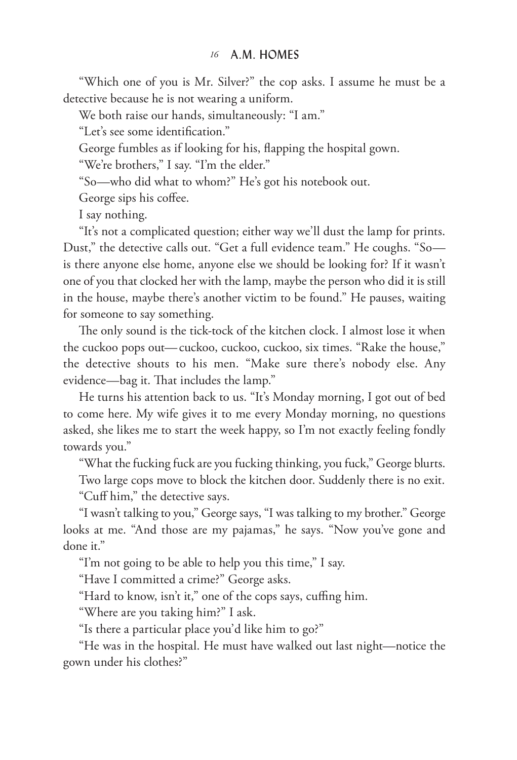"Which one of you is Mr. Silver?" the cop asks. I assume he must be a detective because he is not wearing a uniform.

We both raise our hands, simultaneously: "I am."

"Let's see some identification."

George fumbles as if looking for his, flapping the hospital gown.

"We're brothers," I say. "I'm the elder."

"So—who did what to whom?" He's got his notebook out.

George sips his coffee.

I say nothing.

"It's not a complicated question; either way we'll dust the lamp for prints. Dust," the detective calls out. "Get a full evidence team." He coughs. "So—is there anyone else home, anyone else we should be looking for? If it wasn't one of you that clocked her with the lamp, maybe the person who did it is still in the house, maybe there's another victim to be found." He pauses, waiting for someone to say something.

The only sound is the tick-tock of the kitchen clock. I almost lose it when the cuckoo pops out—cuckoo, cuckoo, cuckoo, six times. "Rake the house," the detective shouts to his men. "Make sure there's nobody else. Any evidence—bag it. That includes the lamp."

He turns his attention back to us. "It's Monday morning, I got out of bed to come here. My wife gives it to me every Monday morning, no questions asked, she likes me to start the week happy, so I'm not exactly feeling fondly towards you."

"What the fucking fuck are you fucking thinking, you fuck," George blurts.

Two large cops move to block the kitchen door. Suddenly there is no exit.

"Cuff him," the detective says.

"I wasn't talking to you," George says, "I was talking to my brother." George looks at me. "And those are my pajamas," he says. "Now you've gone and done it."

"I'm not going to be able to help you this time," I say.

"Have I committed a crime?" George asks.

"Hard to know, isn't it," one of the cops says, cuffing him.

"Where are you taking him?" I ask.

"Is there a particular place you'd like him to go?"

"He was in the hospital. He must have walked out last night—notice the gown under his clothes?"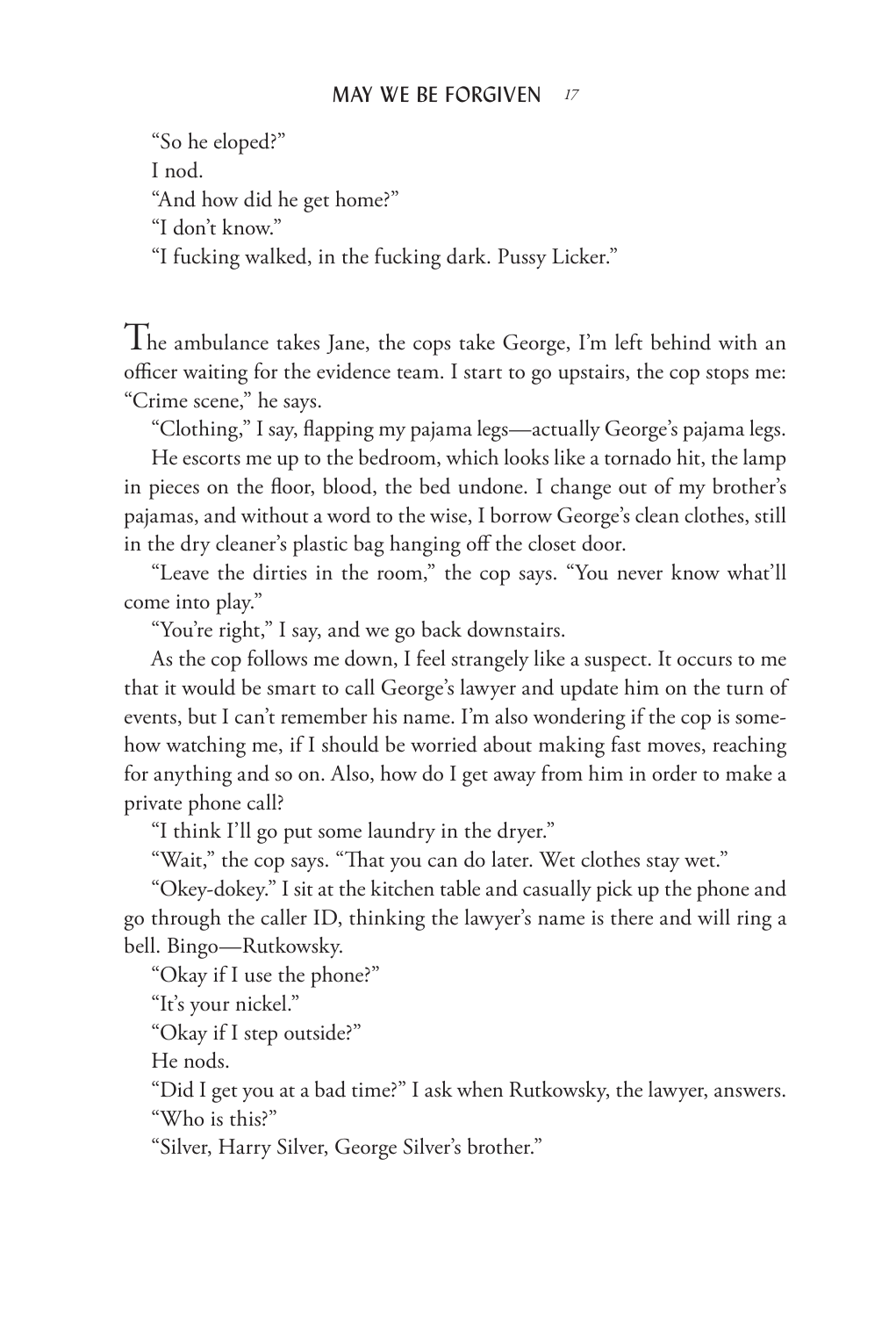"So he eloped?"

I nod.

"And how did he get home?"

"I don't know."

"I fucking walked, in the fucking dark. Pussy Licker."

The ambulance takes Jane, the cops take George, I'm left behind with an officer waiting for the evidence team. I start to go upstairs, the cop stops me: "Crime scene," he says.

"Clothing," I say, flapping my pajama legs—actually George's pajama legs.

He escorts me up to the bedroom, which looks like a tornado hit, the lamp in pieces on the floor, blood, the bed undone. I change out of my brother's pajamas, and without a word to the wise, I borrow George's clean clothes, still in the dry cleaner's plastic bag hanging off the closet door.

"Leave the dirties in the room," the cop says. "You never know what'll come into play."

"You're right," I say, and we go back downstairs.

As the cop follows me down, I feel strangely like a suspect. It occurs to me that it would be smart to call George's lawyer and update him on the turn of events, but I can't remember his name. I'm also wondering if the cop is somehow watching me, if I should be worried about making fast moves, reaching for anything and so on. Also, how do I get away from him in order to make a private phone call?

"I think I'll go put some laundry in the dryer."

"Wait," the cop says. "That you can do later. Wet clothes stay wet."

"Okey-dokey." I sit at the kitchen table and casually pick up the phone and go through the caller ID, thinking the lawyer's name is there and will ring a bell. Bingo—Rutkowsky.

"Okay if I use the phone?"

"It's your nickel."

"Okay if I step outside?"

He nods.

"Did I get you at a bad time?" I ask when Rutkowsky, the lawyer, answers.

"Who is this?"

"Silver, Harry Silver, George Silver's brother."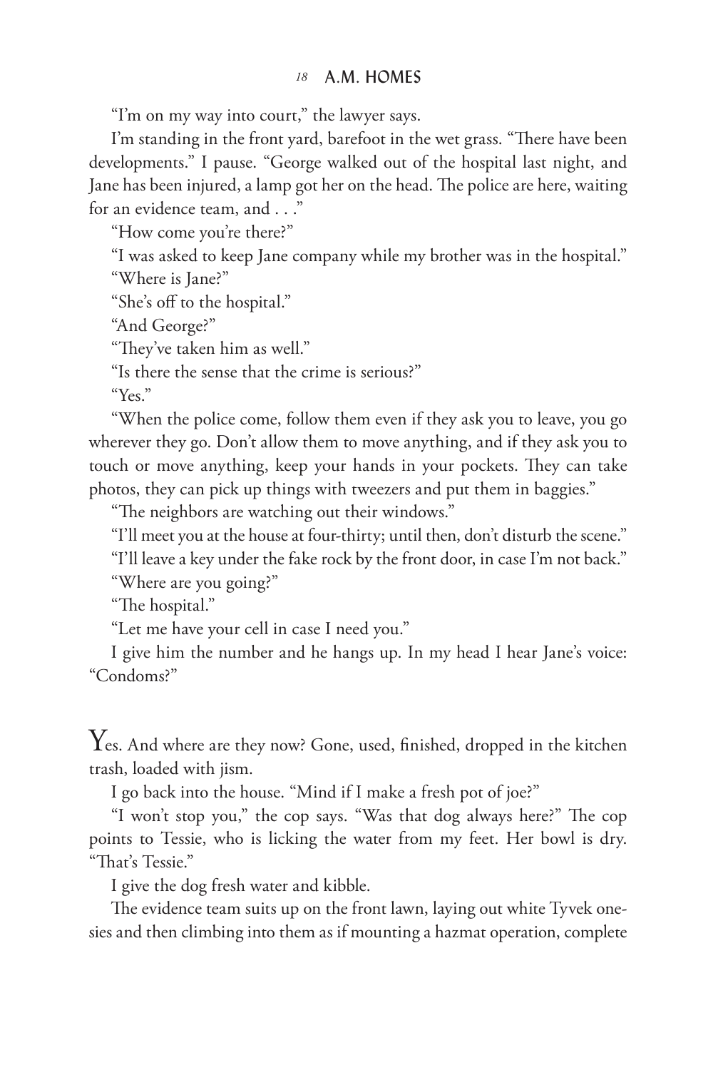"I'm on my way into court," the lawyer says.

I'm standing in the front yard, barefoot in the wet grass. "There have been developments." I pause. "George walked out of the hospital last night, and Jane has been injured, a lamp got her on the head. The police are here, waiting for an evidence team, and . . ."

"How come you're there?"

"I was asked to keep Jane company while my brother was in the hospital."

"Where is Jane?"

"She's off to the hospital."

"And George?"

"They've taken him as well."

"Is there the sense that the crime is serious?"

"Yes."

"When the police come, follow them even if they ask you to leave, you go wherever they go. Don't allow them to move anything, and if they ask you to touch or move anything, keep your hands in your pockets. They can take photos, they can pick up things with tweezers and put them in baggies."

"The neighbors are watching out their windows."

"I'll meet you at the house at four-thirty; until then, don't disturb the scene."

"I'll leave a key under the fake rock by the front door, in case I'm not back."

"Where are you going?"

"The hospital."

"Let me have your cell in case I need you."

I give him the number and he hangs up. In my head I hear Jane's voice: "Condoms?"

Yes. And where are they now? Gone, used, finished, dropped in the kitchen trash, loaded with jism.

I go back into the house. "Mind if I make a fresh pot of joe?"

"I won't stop you," the cop says. "Was that dog always here?" The cop points to Tessie, who is licking the water from my feet. Her bowl is dry. "That's Tessie."

I give the dog fresh water and kibble.

The evidence team suits up on the front lawn, laying out white Tyvek onesies and then climbing into them as if mounting a hazmat operation, complete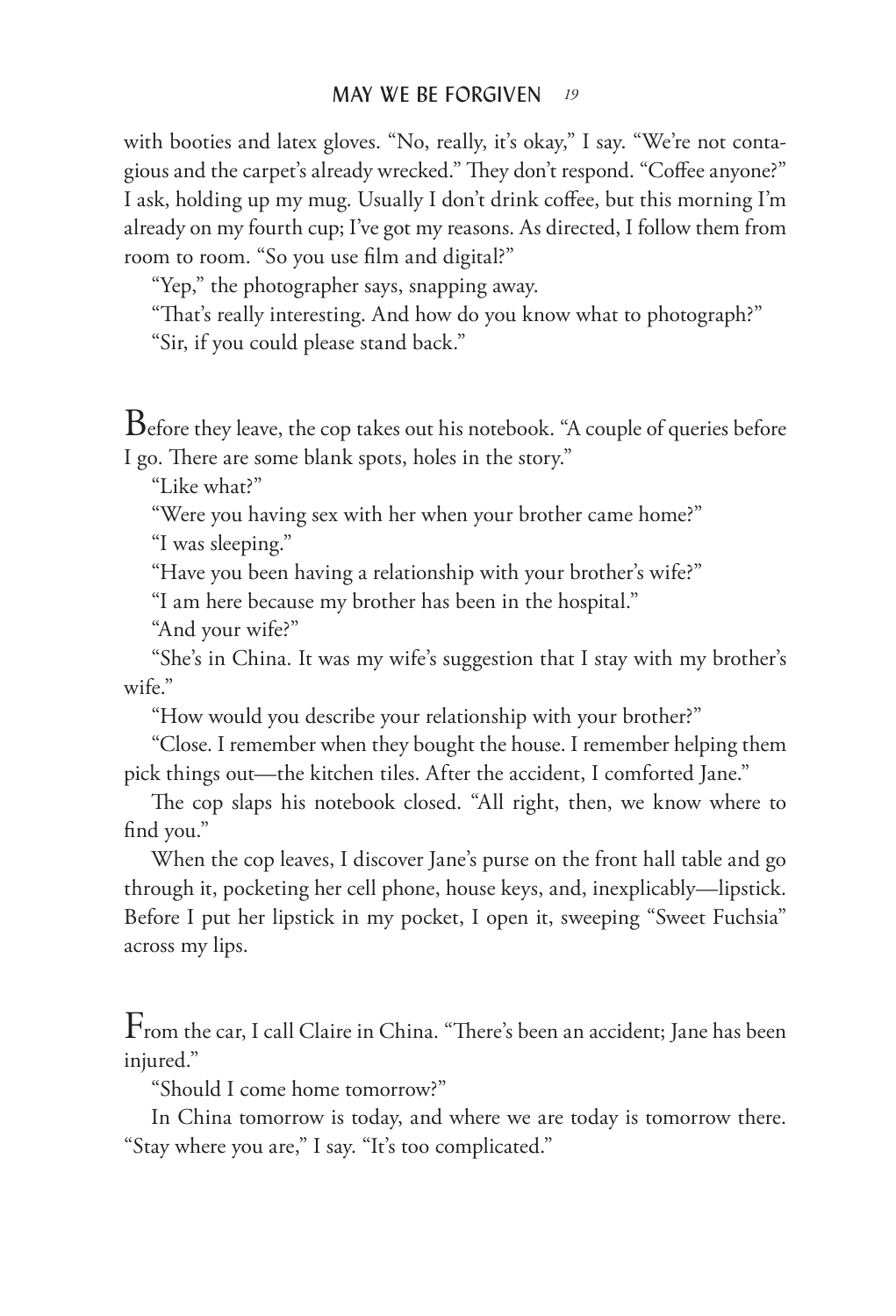with booties and latex gloves. "No, really, it's okay," I say. "We're not contagious and the carpet's already wrecked." They don't respond. "Coffee anyone?" I ask, holding up my mug. Usually I don't drink coffee, but this morning I'm already on my fourth cup; I've got my reasons. As directed, I follow them from room to room. "So you use film and digital?"

"Yep," the photographer says, snapping away.

"That's really interesting. And how do you know what to photograph?"

"Sir, if you could please stand back."

Before they leave, the cop takes out his notebook. "A couple of queries before I go. There are some blank spots, holes in the story."

"Like what?"

"Were you having sex with her when your brother came home?"

"I was sleeping."

"Have you been having a relationship with your brother's wife?"

"I am here because my brother has been in the hospital."

"And your wife?"

"She's in China. It was my wife's suggestion that I stay with my brother's wife."

"How would you describe your relationship with your brother?"

"Close. I remember when they bought the house. I remember helping them pick things out—the kitchen tiles. After the accident, I comforted Jane."

The cop slaps his notebook closed. "All right, then, we know where to find you."

When the cop leaves, I discover Jane's purse on the front hall table and go through it, pocketing her cell phone, house keys, and, inexplicably—lipstick. Before I put her lipstick in my pocket, I open it, sweeping "Sweet Fuchsia" across my lips.

From the car, I call Claire in China. "There's been an accident; Jane has been injured."

"Should I come home tomorrow?"

In China tomorrow is today, and where we are today is tomorrow there. "Stay where you are," I say. "It's too complicated."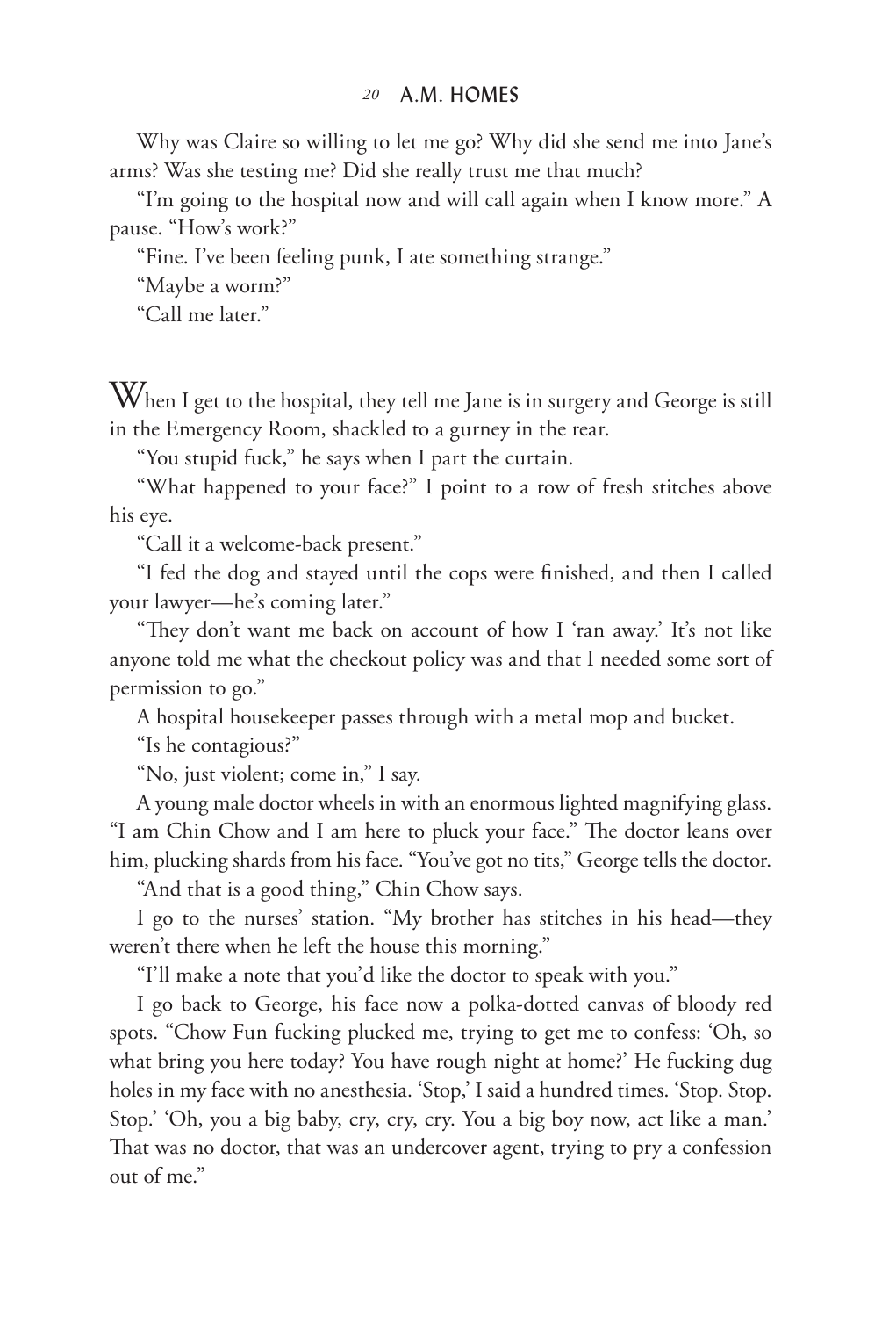Why was Claire so willing to let me go? Why did she send me into Jane's arms? Was she testing me? Did she really trust me that much?

"I'm going to the hospital now and will call again when I know more." A pause. "How's work?"

"Fine. I've been feeling punk, I ate something strange."

"Maybe a worm?"

"Call me later."

When I get to the hospital, they tell me Jane is in surgery and George is still in the Emergency Room, shackled to a gurney in the rear.

"You stupid fuck," he says when I part the curtain.

"What happened to your face?" I point to a row of fresh stitches above his eye.

"Call it a welcome-back present."

"I fed the dog and stayed until the cops were finished, and then I called your lawyer—he's coming later."

"They don't want me back on account of how I 'ran away.' It's not like anyone told me what the checkout policy was and that I needed some sort of permission to go."

A hospital housekeeper passes through with a metal mop and bucket.

"Is he contagious?"

"No, just violent; come in," I say.

A young male doctor wheels in with an enormous lighted magnifying glass. "I am Chin Chow and I am here to pluck your face." The doctor leans over him, plucking shards from his face. "You've got no tits," George tells the doctor.

"And that is a good thing," Chin Chow says.

I go to the nurses' station. "My brother has stitches in his head—they weren't there when he left the house this morning."

"I'll make a note that you'd like the doctor to speak with you."

I go back to George, his face now a polka-dotted canvas of bloody red spots. "Chow Fun fucking plucked me, trying to get me to confess: 'Oh, so what bring you here today? You have rough night at home?' He fucking dug holes in my face with no anesthesia. 'Stop,' I said a hundred times. 'Stop. Stop. Stop.' 'Oh, you a big baby, cry, cry, cry. You a big boy now, act like a man.' That was no doctor, that was an undercover agent, trying to pry a confession out of me."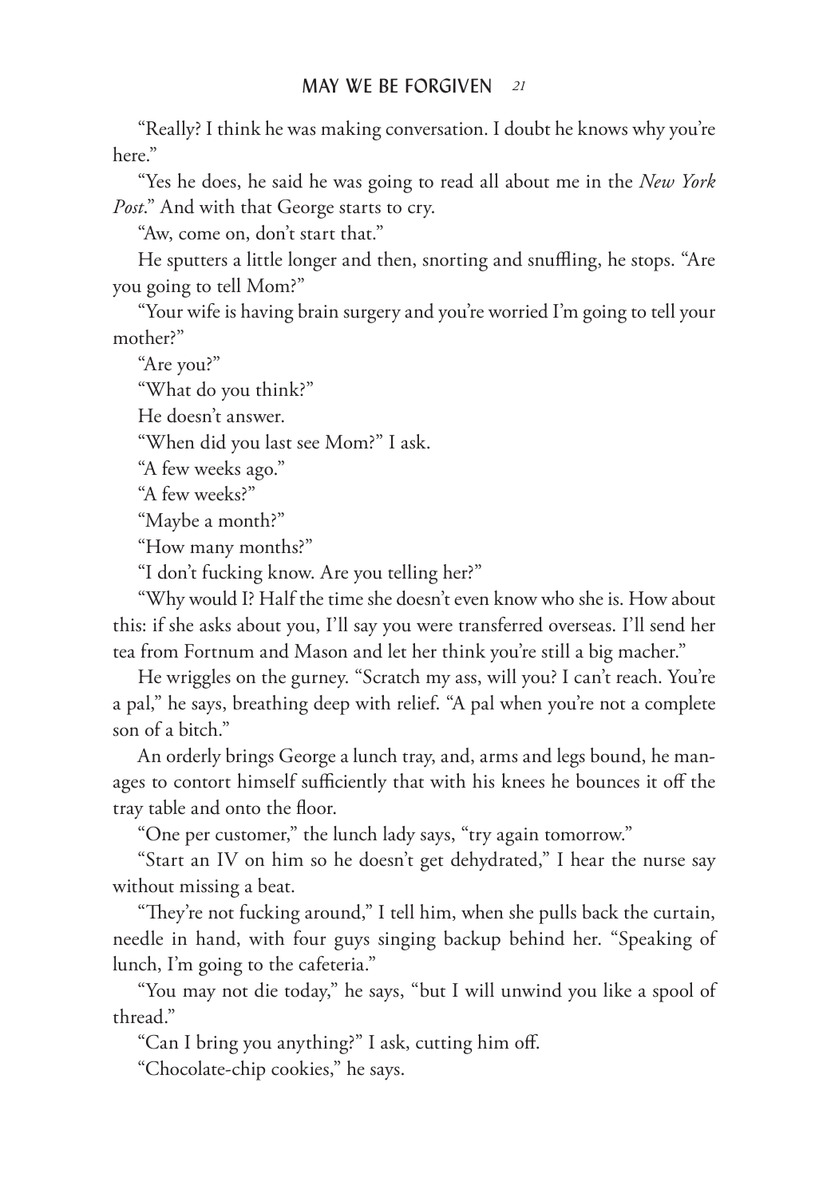"Really? I think he was making conversation. I doubt he knows why you're here."

"Yes he does, he said he was going to read all about me in the *New York Post*." And with that George starts to cry.

"Aw, come on, don't start that."

He sputters a little longer and then, snorting and snuffling, he stops. "Are you going to tell Mom?"

"Your wife is having brain surgery and you're worried I'm going to tell your mother?"

"Are you?"

"What do you think?"

He doesn't answer.

"When did you last see Mom?" I ask.

"A few weeks ago."

"A few weeks?"

"Maybe a month?"

"How many months?"

"I don't fucking know. Are you telling her?"

"Why would I? Half the time she doesn't even know who she is. How about this: if she asks about you, I'll say you were transferred overseas. I'll send her tea from Fortnum and Mason and let her think you're still a big macher."

He wriggles on the gurney. "Scratch my ass, will you? I can't reach. You're a pal," he says, breathing deep with relief. "A pal when you're not a complete son of a bitch."

An orderly brings George a lunch tray, and, arms and legs bound, he manages to contort himself sufficiently that with his knees he bounces it off the tray table and onto the floor.

"One per customer," the lunch lady says, "try again tomorrow."

"Start an IV on him so he doesn't get dehydrated," I hear the nurse say without missing a beat.

"They're not fucking around," I tell him, when she pulls back the curtain, needle in hand, with four guys singing backup behind her. "Speaking of lunch, I'm going to the cafeteria."

"You may not die today," he says, "but I will unwind you like a spool of thread."

"Can I bring you anything?" I ask, cutting him off.

"Chocolate-chip cookies," he says.